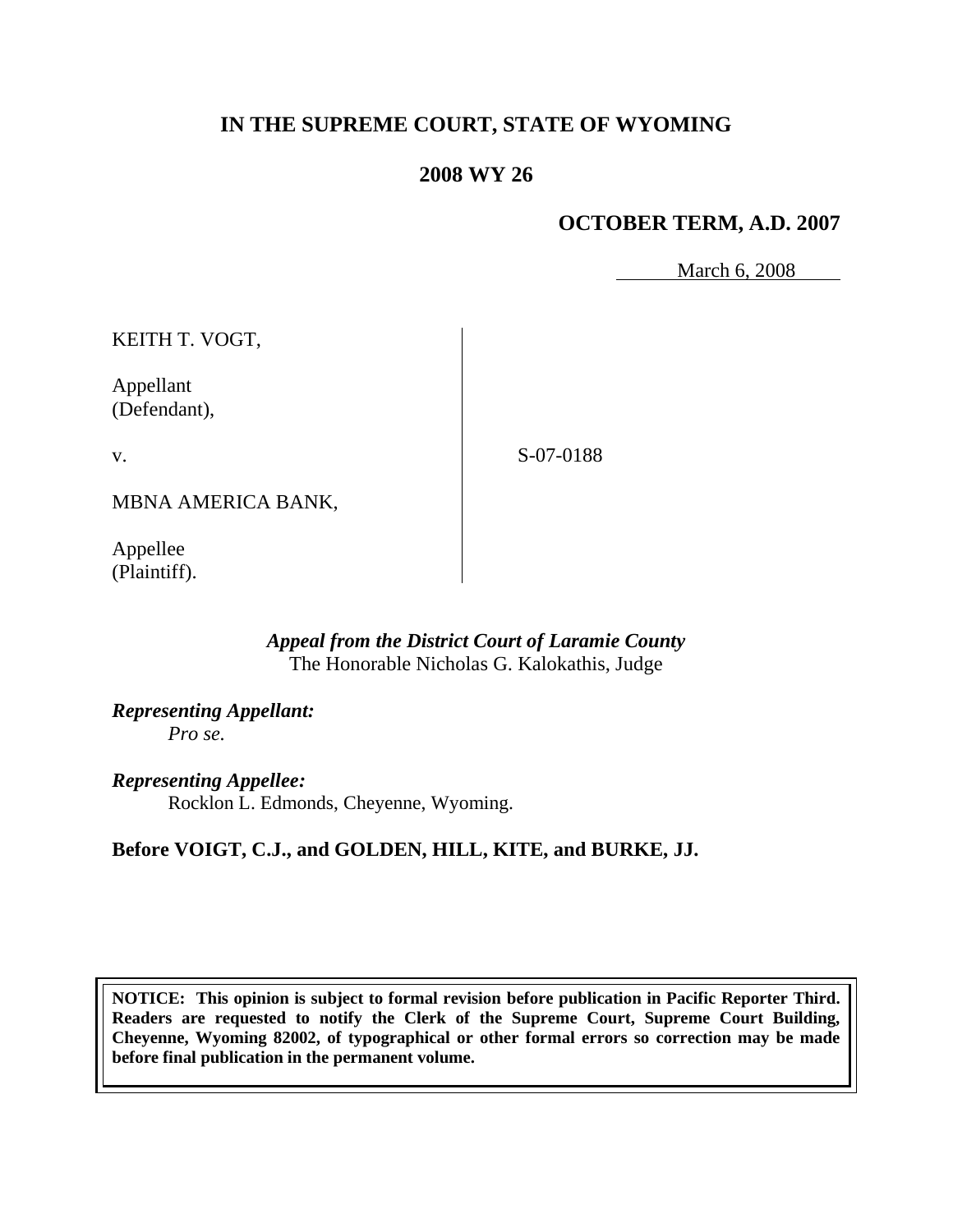# IN THE SUPREME COURT, STATE OF WYOMING

## 2008 WY 26

### OCTOBER TERM, A.D. 2007

March 6, 2008

KEITH T. VOGT,

Appellant
(Defendant),

v.

MBNA AMERICA BANK,

Appellee
(Plaintiff).

S-07-0188

*Appeal from the District Court of Laramie County*
The Honorable Nicholas G. Kalokathis, Judge

*Representing Appellant:*
*Pro se.*

*Representing Appellee:*
Rocklon L. Edmonds, Cheyenne, Wyoming.

**Before VOIGT, C.J., and GOLDEN, HILL, KITE, and BURKE, JJ.**

**NOTICE: This opinion is subject to formal revision before publication in Pacific Reporter Third. Readers are requested to notify the Clerk of the Supreme Court, Supreme Court Building, Cheyenne, Wyoming 82002, of typographical or other formal errors so correction may be made before final publication in the permanent volume.**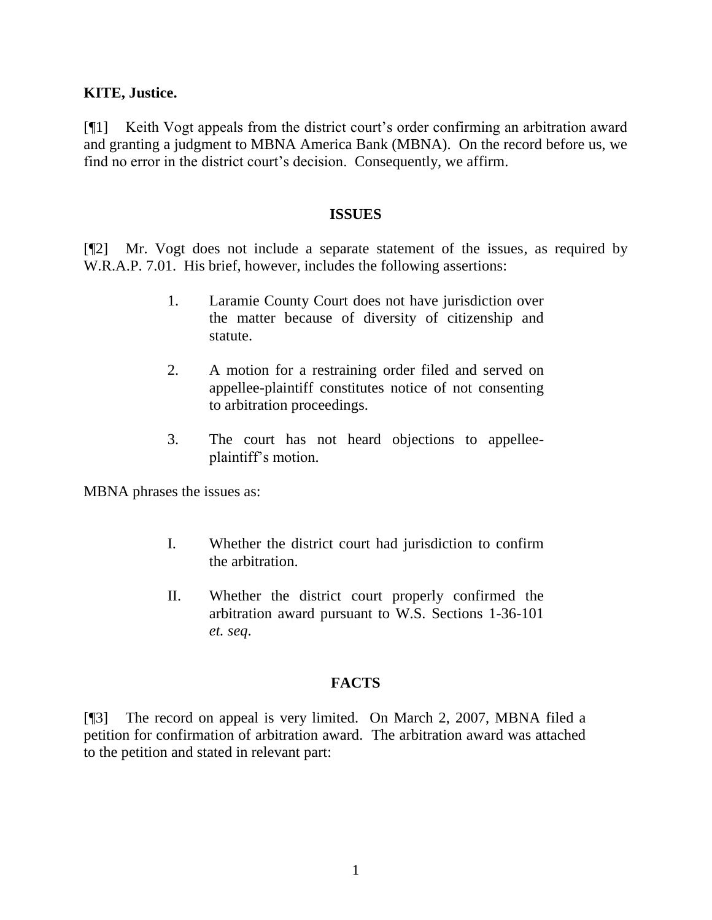**KITE, Justice.**

[¶1] Keith Vogt appeals from the district court's order confirming an arbitration award and granting a judgment to MBNA America Bank (MBNA). On the record before us, we find no error in the district court's decision. Consequently, we affirm.

## ISSUES

[¶2] Mr. Vogt does not include a separate statement of the issues, as required by W.R.A.P. 7.01. His brief, however, includes the following assertions:

> 1. Laramie County Court does not have jurisdiction over the matter because of diversity of citizenship and statute.
>
> 2. A motion for a restraining order filed and served on appellee-plaintiff constitutes notice of not consenting to arbitration proceedings.
>
> 3. The court has not heard objections to appellee-plaintiff's motion.

MBNA phrases the issues as:

> I. Whether the district court had jurisdiction to confirm the arbitration.
>
> II. Whether the district court properly confirmed the arbitration award pursuant to W.S. Sections 1-36-101 *et. seq.*

## FACTS

[¶3] The record on appeal is very limited. On March 2, 2007, MBNA filed a petition for confirmation of arbitration award. The arbitration award was attached to the petition and stated in relevant part: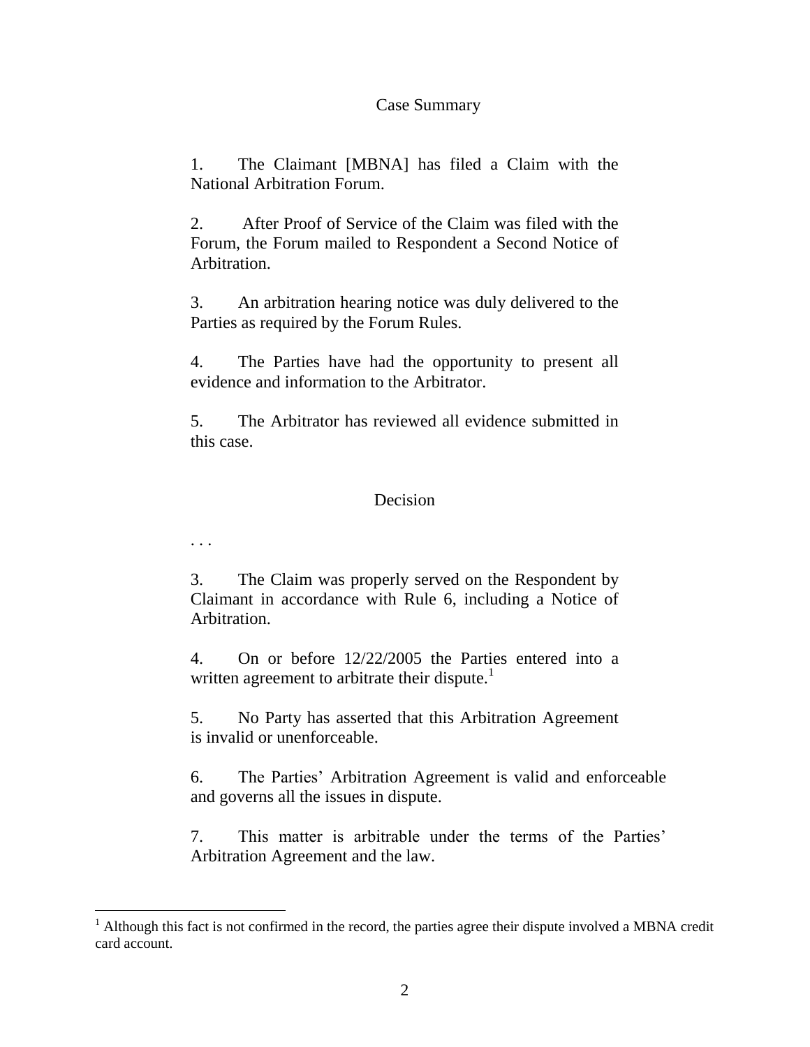## Case Summary

1. The Claimant [MBNA] has filed a Claim with the National Arbitration Forum.

2. After Proof of Service of the Claim was filed with the Forum, the Forum mailed to Respondent a Second Notice of Arbitration.

3. An arbitration hearing notice was duly delivered to the Parties as required by the Forum Rules.

4. The Parties have had the opportunity to present all evidence and information to the Arbitrator.

5. The Arbitrator has reviewed all evidence submitted in this case.

## Decision

. . .

3. The Claim was properly served on the Respondent by Claimant in accordance with Rule 6, including a Notice of Arbitration.

4. On or before 12/22/2005 the Parties entered into a written agreement to arbitrate their dispute.[1]

5. No Party has asserted that this Arbitration Agreement is invalid or unenforceable.

6. The Parties' Arbitration Agreement is valid and enforceable and governs all the issues in dispute.

7. This matter is arbitrable under the terms of the Parties' Arbitration Agreement and the law.

---

[1] Although this fact is not confirmed in the record, the parties agree their dispute involved a MBNA credit card account.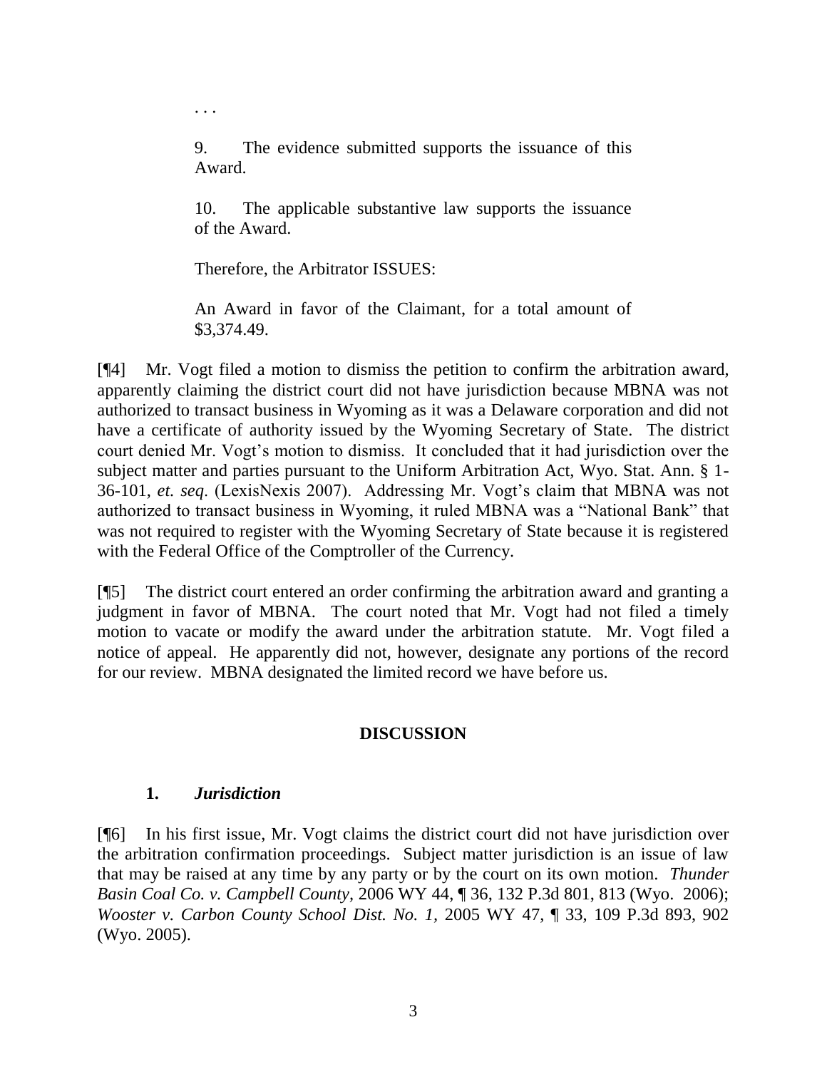> . . .
>
> 9. The evidence submitted supports the issuance of this Award.
>
> 10. The applicable substantive law supports the issuance of the Award.
>
> Therefore, the Arbitrator ISSUES:
>
> An Award in favor of the Claimant, for a total amount of $3,374.49.

[¶4] Mr. Vogt filed a motion to dismiss the petition to confirm the arbitration award, apparently claiming the district court did not have jurisdiction because MBNA was not authorized to transact business in Wyoming as it was a Delaware corporation and did not have a certificate of authority issued by the Wyoming Secretary of State. The district court denied Mr. Vogt's motion to dismiss. It concluded that it had jurisdiction over the subject matter and parties pursuant to the Uniform Arbitration Act, Wyo. Stat. Ann. § 1-36-101, *et. seq*. (LexisNexis 2007). Addressing Mr. Vogt's claim that MBNA was not authorized to transact business in Wyoming, it ruled MBNA was a "National Bank" that was not required to register with the Wyoming Secretary of State because it is registered with the Federal Office of the Comptroller of the Currency.

[¶5] The district court entered an order confirming the arbitration award and granting a judgment in favor of MBNA. The court noted that Mr. Vogt had not filed a timely motion to vacate or modify the award under the arbitration statute. Mr. Vogt filed a notice of appeal. He apparently did not, however, designate any portions of the record for our review. MBNA designated the limited record we have before us.

## DISCUSSION

### 1. *Jurisdiction*

[¶6] In his first issue, Mr. Vogt claims the district court did not have jurisdiction over the arbitration confirmation proceedings. Subject matter jurisdiction is an issue of law that may be raised at any time by any party or by the court on its own motion. *Thunder Basin Coal Co. v. Campbell County*, 2006 WY 44, ¶ 36, 132 P.3d 801, 813 (Wyo. 2006); *Wooster v. Carbon County School Dist. No. 1*, 2005 WY 47, ¶ 33, 109 P.3d 893, 902 (Wyo. 2005).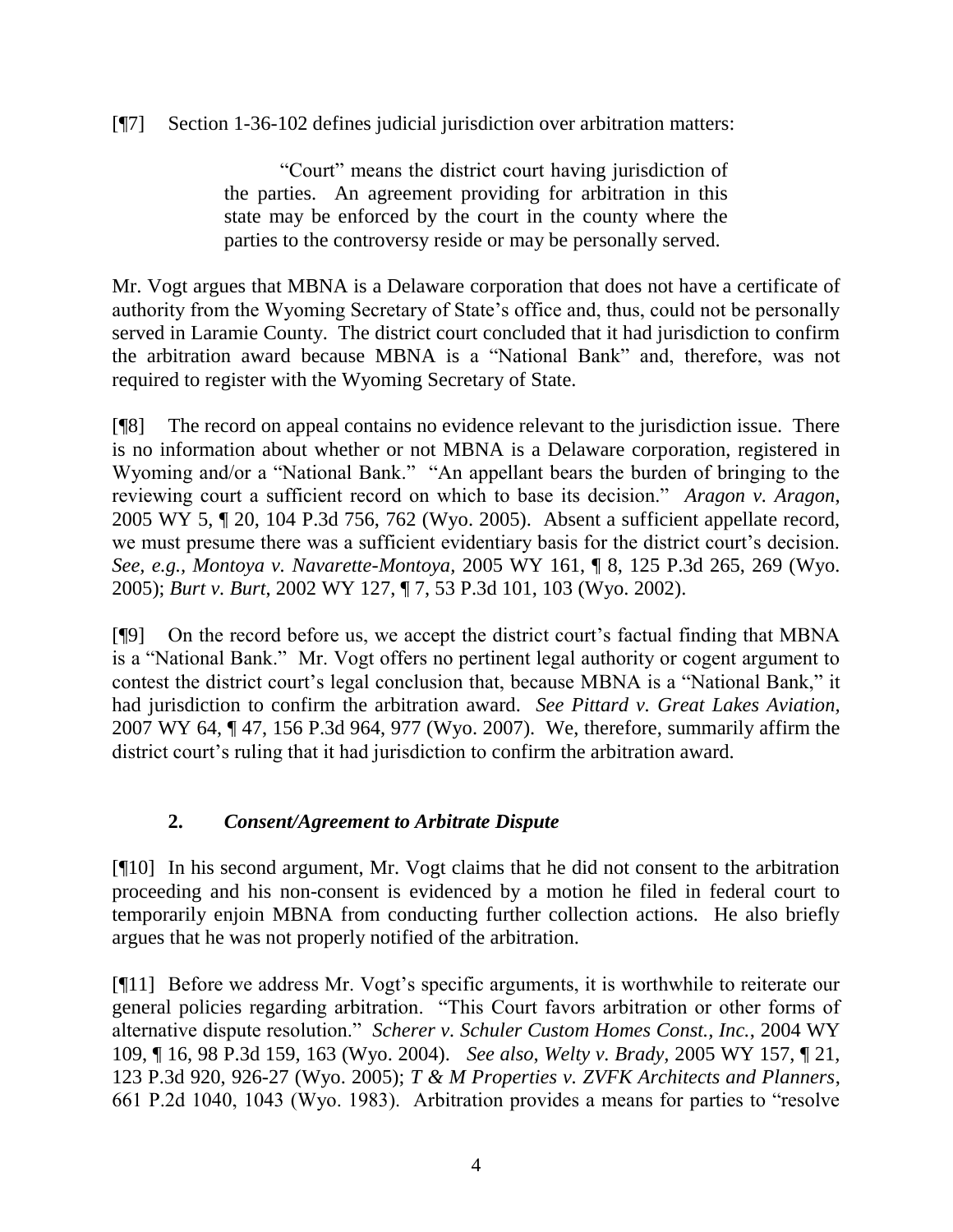[¶7] Section 1-36-102 defines judicial jurisdiction over arbitration matters:

> "Court" means the district court having jurisdiction of the parties. An agreement providing for arbitration in this state may be enforced by the court in the county where the parties to the controversy reside or may be personally served.

Mr. Vogt argues that MBNA is a Delaware corporation that does not have a certificate of authority from the Wyoming Secretary of State's office and, thus, could not be personally served in Laramie County. The district court concluded that it had jurisdiction to confirm the arbitration award because MBNA is a "National Bank" and, therefore, was not required to register with the Wyoming Secretary of State.

[¶8] The record on appeal contains no evidence relevant to the jurisdiction issue. There is no information about whether or not MBNA is a Delaware corporation, registered in Wyoming and/or a "National Bank." "An appellant bears the burden of bringing to the reviewing court a sufficient record on which to base its decision." *Aragon v. Aragon*, 2005 WY 5, ¶ 20, 104 P.3d 756, 762 (Wyo. 2005). Absent a sufficient appellate record, we must presume there was a sufficient evidentiary basis for the district court's decision. *See, e.g., Montoya v. Navarette-Montoya*, 2005 WY 161, ¶ 8, 125 P.3d 265, 269 (Wyo. 2005); *Burt v. Burt*, 2002 WY 127, ¶ 7, 53 P.3d 101, 103 (Wyo. 2002).

[¶9] On the record before us, we accept the district court's factual finding that MBNA is a "National Bank." Mr. Vogt offers no pertinent legal authority or cogent argument to contest the district court's legal conclusion that, because MBNA is a "National Bank," it had jurisdiction to confirm the arbitration award. *See Pittard v. Great Lakes Aviation*, 2007 WY 64, ¶ 47, 156 P.3d 964, 977 (Wyo. 2007). We, therefore, summarily affirm the district court's ruling that it had jurisdiction to confirm the arbitration award.

### 2. *Consent/Agreement to Arbitrate Dispute*

[¶10] In his second argument, Mr. Vogt claims that he did not consent to the arbitration proceeding and his non-consent is evidenced by a motion he filed in federal court to temporarily enjoin MBNA from conducting further collection actions. He also briefly argues that he was not properly notified of the arbitration.

[¶11] Before we address Mr. Vogt's specific arguments, it is worthwhile to reiterate our general policies regarding arbitration. "This Court favors arbitration or other forms of alternative dispute resolution." *Scherer v. Schuler Custom Homes Const., Inc.*, 2004 WY 109, ¶ 16, 98 P.3d 159, 163 (Wyo. 2004). *See also, Welty v. Brady*, 2005 WY 157, ¶ 21, 123 P.3d 920, 926-27 (Wyo. 2005); *T & M Properties v. ZVFK Architects and Planners*, 661 P.2d 1040, 1043 (Wyo. 1983). Arbitration provides a means for parties to "resolve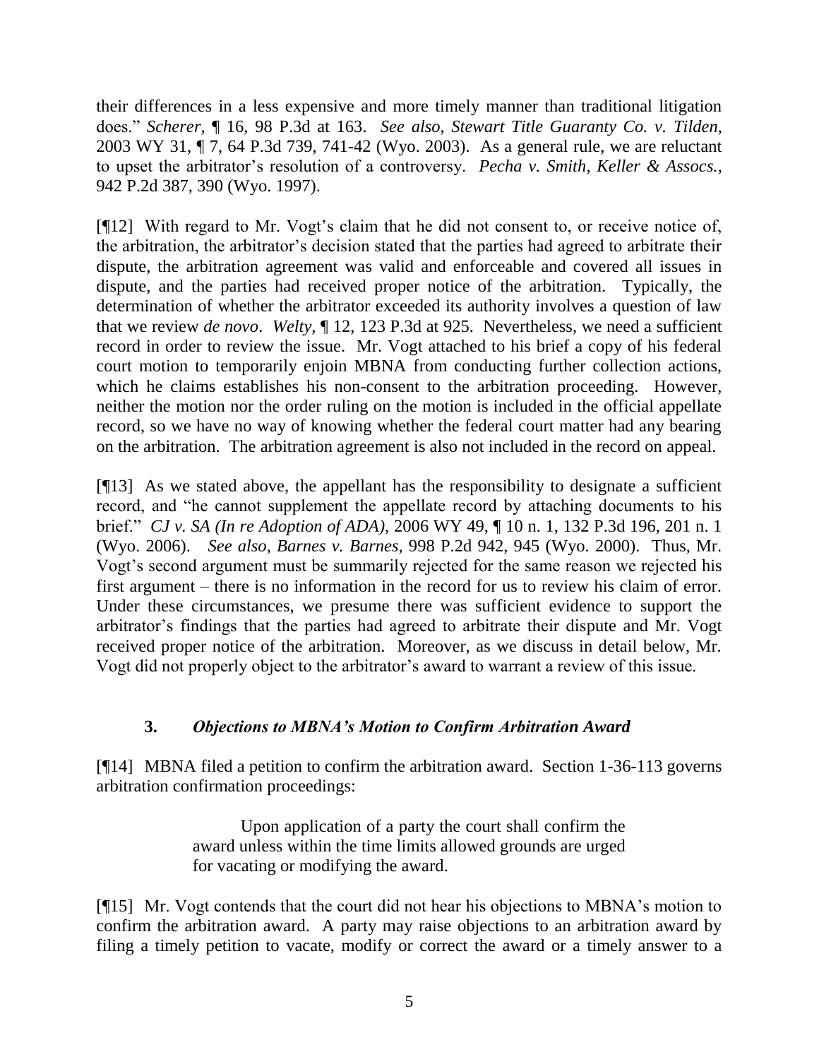their differences in a less expensive and more timely manner than traditional litigation does." *Scherer,* ¶ 16, 98 P.3d at 163. *See also*, *Stewart Title Guaranty Co. v. Tilden*, 2003 WY 31, ¶ 7, 64 P.3d 739, 741-42 (Wyo. 2003). As a general rule, we are reluctant to upset the arbitrator's resolution of a controversy. *Pecha v. Smith, Keller & Assocs.,* 942 P.2d 387, 390 (Wyo. 1997).

[¶12] With regard to Mr. Vogt's claim that he did not consent to, or receive notice of, the arbitration, the arbitrator's decision stated that the parties had agreed to arbitrate their dispute, the arbitration agreement was valid and enforceable and covered all issues in dispute, and the parties had received proper notice of the arbitration. Typically, the determination of whether the arbitrator exceeded its authority involves a question of law that we review *de novo*. *Welty*, ¶ 12, 123 P.3d at 925. Nevertheless, we need a sufficient record in order to review the issue. Mr. Vogt attached to his brief a copy of his federal court motion to temporarily enjoin MBNA from conducting further collection actions, which he claims establishes his non-consent to the arbitration proceeding. However, neither the motion nor the order ruling on the motion is included in the official appellate record, so we have no way of knowing whether the federal court matter had any bearing on the arbitration. The arbitration agreement is also not included in the record on appeal.

[¶13] As we stated above, the appellant has the responsibility to designate a sufficient record, and "he cannot supplement the appellate record by attaching documents to his brief." *CJ v. SA (In re Adoption of ADA)*, 2006 WY 49, ¶ 10 n. 1, 132 P.3d 196, 201 n. 1 (Wyo. 2006). *See also*, *Barnes v. Barnes*, 998 P.2d 942, 945 (Wyo. 2000). Thus, Mr. Vogt's second argument must be summarily rejected for the same reason we rejected his first argument – there is no information in the record for us to review his claim of error. Under these circumstances, we presume there was sufficient evidence to support the arbitrator's findings that the parties had agreed to arbitrate their dispute and Mr. Vogt received proper notice of the arbitration. Moreover, as we discuss in detail below, Mr. Vogt did not properly object to the arbitrator's award to warrant a review of this issue.

### 3. *Objections to MBNA's Motion to Confirm Arbitration Award*

[¶14] MBNA filed a petition to confirm the arbitration award. Section 1-36-113 governs arbitration confirmation proceedings:

> Upon application of a party the court shall confirm the award unless within the time limits allowed grounds are urged for vacating or modifying the award.

[¶15] Mr. Vogt contends that the court did not hear his objections to MBNA's motion to confirm the arbitration award. A party may raise objections to an arbitration award by filing a timely petition to vacate, modify or correct the award or a timely answer to a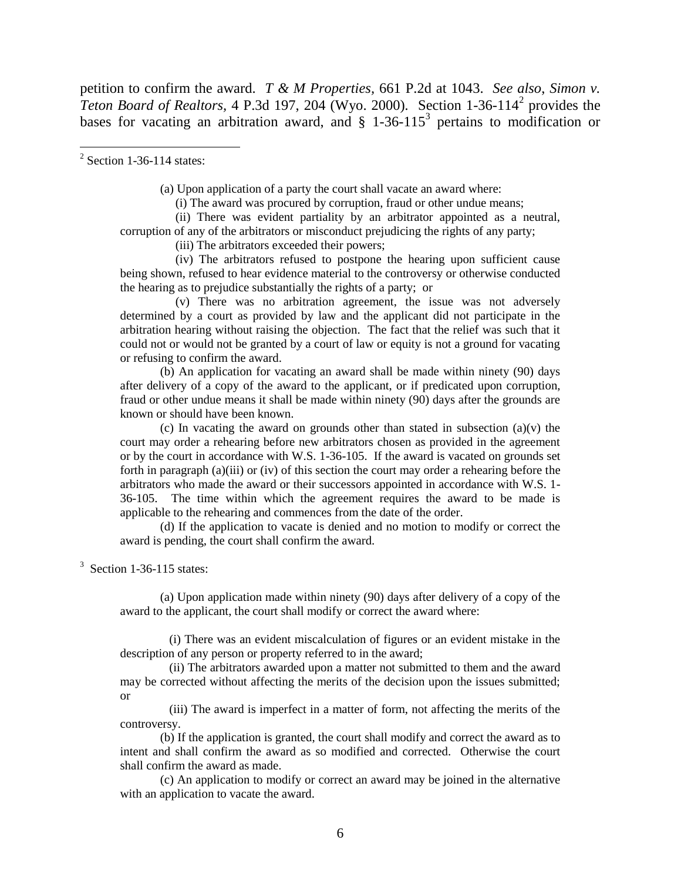petition to confirm the award. *T & M Properties*, 661 P.2d at 1043. *See also*, *Simon v. Teton Board of Realtors*, 4 P.3d 197, 204 (Wyo. 2000). Section 1-36-114[2] provides the bases for vacating an arbitration award, and § 1-36-115[3] pertains to modification or

---

[2] Section 1-36-114 states:

> (a) Upon application of a party the court shall vacate an award where:
>
> (i) The award was procured by corruption, fraud or other undue means;
>
> (ii) There was evident partiality by an arbitrator appointed as a neutral, corruption of any of the arbitrators or misconduct prejudicing the rights of any party;
>
> (iii) The arbitrators exceeded their powers;
>
> (iv) The arbitrators refused to postpone the hearing upon sufficient cause being shown, refused to hear evidence material to the controversy or otherwise conducted the hearing as to prejudice substantially the rights of a party; or
>
> (v) There was no arbitration agreement, the issue was not adversely determined by a court as provided by law and the applicant did not participate in the arbitration hearing without raising the objection. The fact that the relief was such that it could not or would not be granted by a court of law or equity is not a ground for vacating or refusing to confirm the award.
>
> (b) An application for vacating an award shall be made within ninety (90) days after delivery of a copy of the award to the applicant, or if predicated upon corruption, fraud or other undue means it shall be made within ninety (90) days after the grounds are known or should have been known.
>
> (c) In vacating the award on grounds other than stated in subsection (a)(v) the court may order a rehearing before new arbitrators chosen as provided in the agreement or by the court in accordance with W.S. 1-36-105. If the award is vacated on grounds set forth in paragraph (a)(iii) or (iv) of this section the court may order a rehearing before the arbitrators who made the award or their successors appointed in accordance with W.S. 1-36-105. The time within which the agreement requires the award to be made is applicable to the rehearing and commences from the date of the order.
>
> (d) If the application to vacate is denied and no motion to modify or correct the award is pending, the court shall confirm the award.

[3] Section 1-36-115 states:

> (a) Upon application made within ninety (90) days after delivery of a copy of the award to the applicant, the court shall modify or correct the award where:
>
> (i) There was an evident miscalculation of figures or an evident mistake in the description of any person or property referred to in the award;
>
> (ii) The arbitrators awarded upon a matter not submitted to them and the award may be corrected without affecting the merits of the decision upon the issues submitted; or
>
> (iii) The award is imperfect in a matter of form, not affecting the merits of the controversy.
>
> (b) If the application is granted, the court shall modify and correct the award as to intent and shall confirm the award as so modified and corrected. Otherwise the court shall confirm the award as made.
>
> (c) An application to modify or correct an award may be joined in the alternative with an application to vacate the award.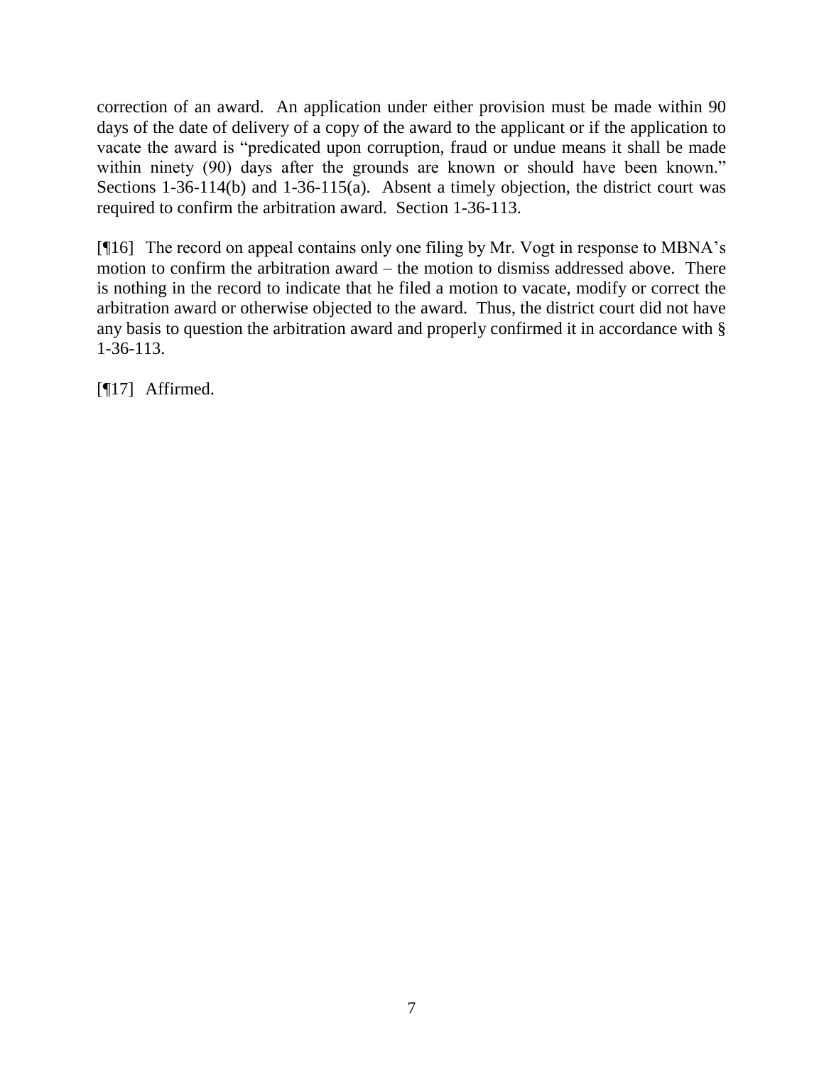correction of an award. An application under either provision must be made within 90 days of the date of delivery of a copy of the award to the applicant or if the application to vacate the award is "predicated upon corruption, fraud or undue means it shall be made within ninety (90) days after the grounds are known or should have been known." Sections 1-36-114(b) and 1-36-115(a). Absent a timely objection, the district court was required to confirm the arbitration award. Section 1-36-113.

[¶16] The record on appeal contains only one filing by Mr. Vogt in response to MBNA's motion to confirm the arbitration award – the motion to dismiss addressed above. There is nothing in the record to indicate that he filed a motion to vacate, modify or correct the arbitration award or otherwise objected to the award. Thus, the district court did not have any basis to question the arbitration award and properly confirmed it in accordance with § 1-36-113.

[¶17] Affirmed.